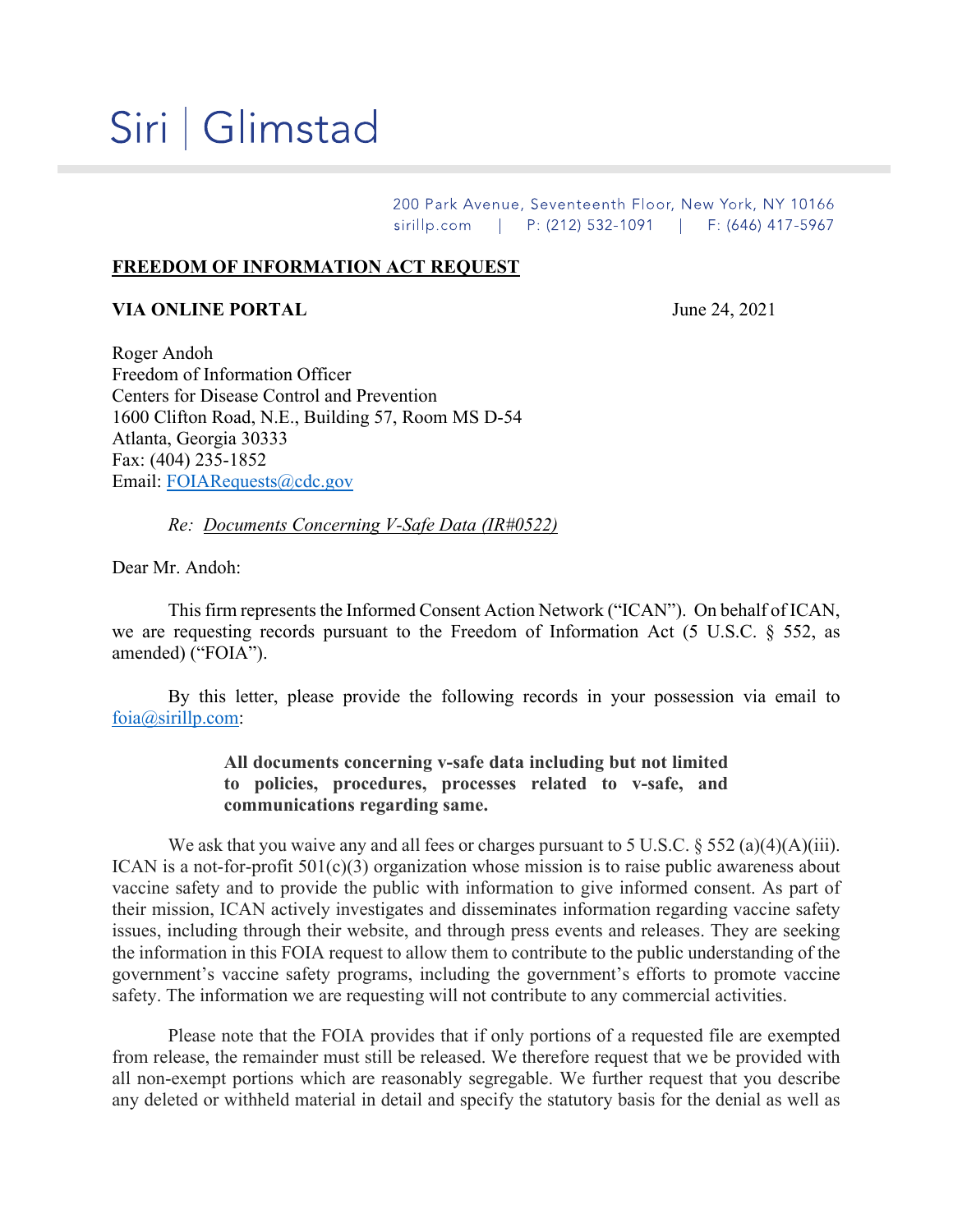# Siri | Glimstad

200 Park Avenue, Seventeenth Floor, New York, NY 10166
sirillp.com | P: (212) 532-1091 | F: (646) 417-5967

**FREEDOM OF INFORMATION ACT REQUEST**

**VIA ONLINE PORTAL** June 24, 2021

Roger Andoh
Freedom of Information Officer
Centers for Disease Control and Prevention
1600 Clifton Road, N.E., Building 57, Room MS D-54
Atlanta, Georgia 30333
Fax: (404) 235-1852
Email: FOIARequests@cdc.gov

*Re: Documents Concerning V-Safe Data (IR#0522)*

Dear Mr. Andoh:

This firm represents the Informed Consent Action Network ("ICAN"). On behalf of ICAN, we are requesting records pursuant to the Freedom of Information Act (5 U.S.C. § 552, as amended) ("FOIA").

By this letter, please provide the following records in your possession via email to foia@sirillp.com:

> **All documents concerning v-safe data including but not limited to policies, procedures, processes related to v-safe, and communications regarding same.**

We ask that you waive any and all fees or charges pursuant to 5 U.S.C. § 552 (a)(4)(A)(iii). ICAN is a not-for-profit 501(c)(3) organization whose mission is to raise public awareness about vaccine safety and to provide the public with information to give informed consent. As part of their mission, ICAN actively investigates and disseminates information regarding vaccine safety issues, including through their website, and through press events and releases. They are seeking the information in this FOIA request to allow them to contribute to the public understanding of the government's vaccine safety programs, including the government's efforts to promote vaccine safety. The information we are requesting will not contribute to any commercial activities.

Please note that the FOIA provides that if only portions of a requested file are exempted from release, the remainder must still be released. We therefore request that we be provided with all non-exempt portions which are reasonably segregable. We further request that you describe any deleted or withheld material in detail and specify the statutory basis for the denial as well as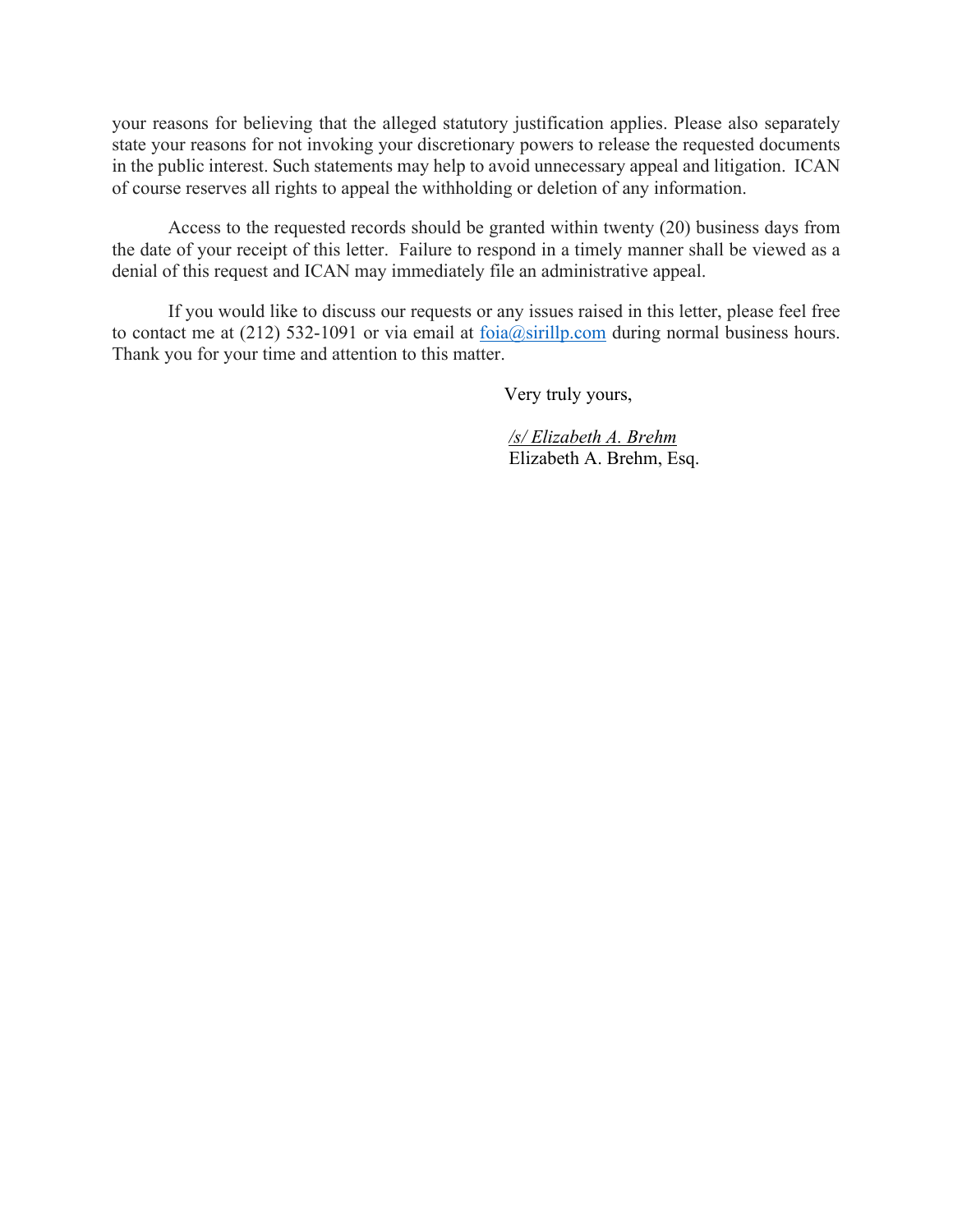your reasons for believing that the alleged statutory justification applies. Please also separately state your reasons for not invoking your discretionary powers to release the requested documents in the public interest. Such statements may help to avoid unnecessary appeal and litigation. ICAN of course reserves all rights to appeal the withholding or deletion of any information.

Access to the requested records should be granted within twenty (20) business days from the date of your receipt of this letter. Failure to respond in a timely manner shall be viewed as a denial of this request and ICAN may immediately file an administrative appeal.

If you would like to discuss our requests or any issues raised in this letter, please feel free to contact me at (212) 532-1091 or via email at foia@sirillp.com during normal business hours. Thank you for your time and attention to this matter.

Very truly yours,

*/s/ Elizabeth A. Brehm*
Elizabeth A. Brehm, Esq.